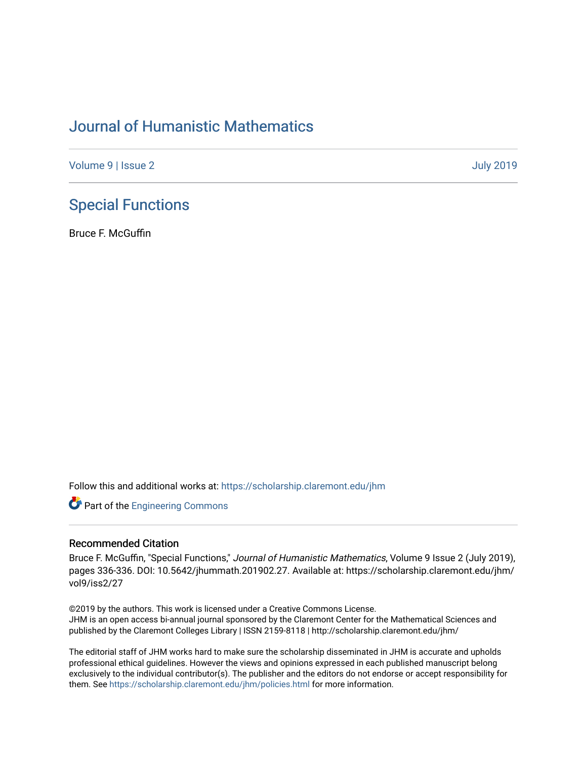# Journal of Humanistic Mathematics

Volume 9 | Issue 2 July 2019

## Special Functions

Bruce F. McGuffin

Follow this and additional works at: https://scholarship.claremont.edu/jhm

Part of the Engineering Commons

### Recommended Citation

Bruce F. McGuffin, "Special Functions," *Journal of Humanistic Mathematics*, Volume 9 Issue 2 (July 2019), pages 336-336. DOI: 10.5642/jhummath.201902.27. Available at: https://scholarship.claremont.edu/jhm/vol9/iss2/27

©2019 by the authors. This work is licensed under a Creative Commons License.
JHM is an open access bi-annual journal sponsored by the Claremont Center for the Mathematical Sciences and published by the Claremont Colleges Library | ISSN 2159-8118 | http://scholarship.claremont.edu/jhm/

The editorial staff of JHM works hard to make sure the scholarship disseminated in JHM is accurate and upholds professional ethical guidelines. However the views and opinions expressed in each published manuscript belong exclusively to the individual contributor(s). The publisher and the editors do not endorse or accept responsibility for them. See https://scholarship.claremont.edu/jhm/policies.html for more information.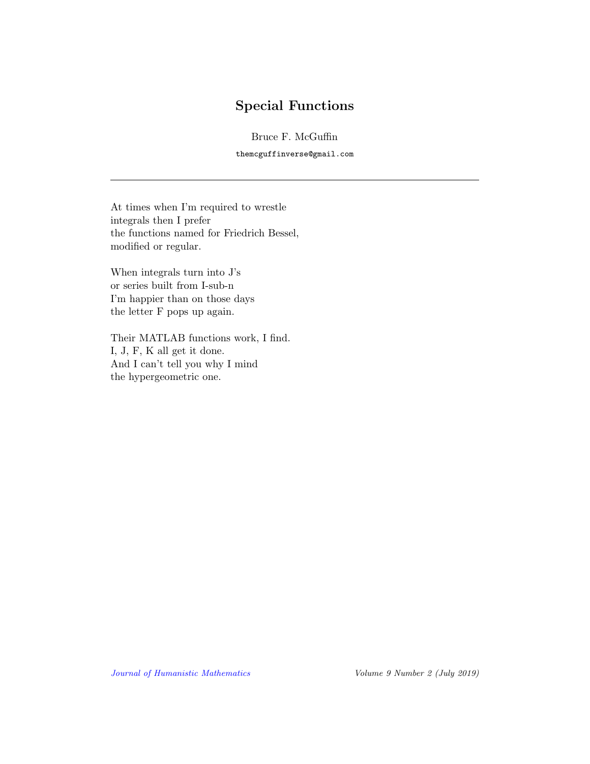# Special Functions

Bruce F. McGuffin

themcguffinverse@gmail.com

---

At times when I'm required to wrestle  
integrals then I prefer  
the functions named for Friedrich Bessel,  
modified or regular.

When integrals turn into J's  
or series built from I-sub-n  
I'm happier than on those days  
the letter F pops up again.

Their MATLAB functions work, I find.  
I, J, F, K all get it done.  
And I can't tell you why I mind  
the hypergeometric one.